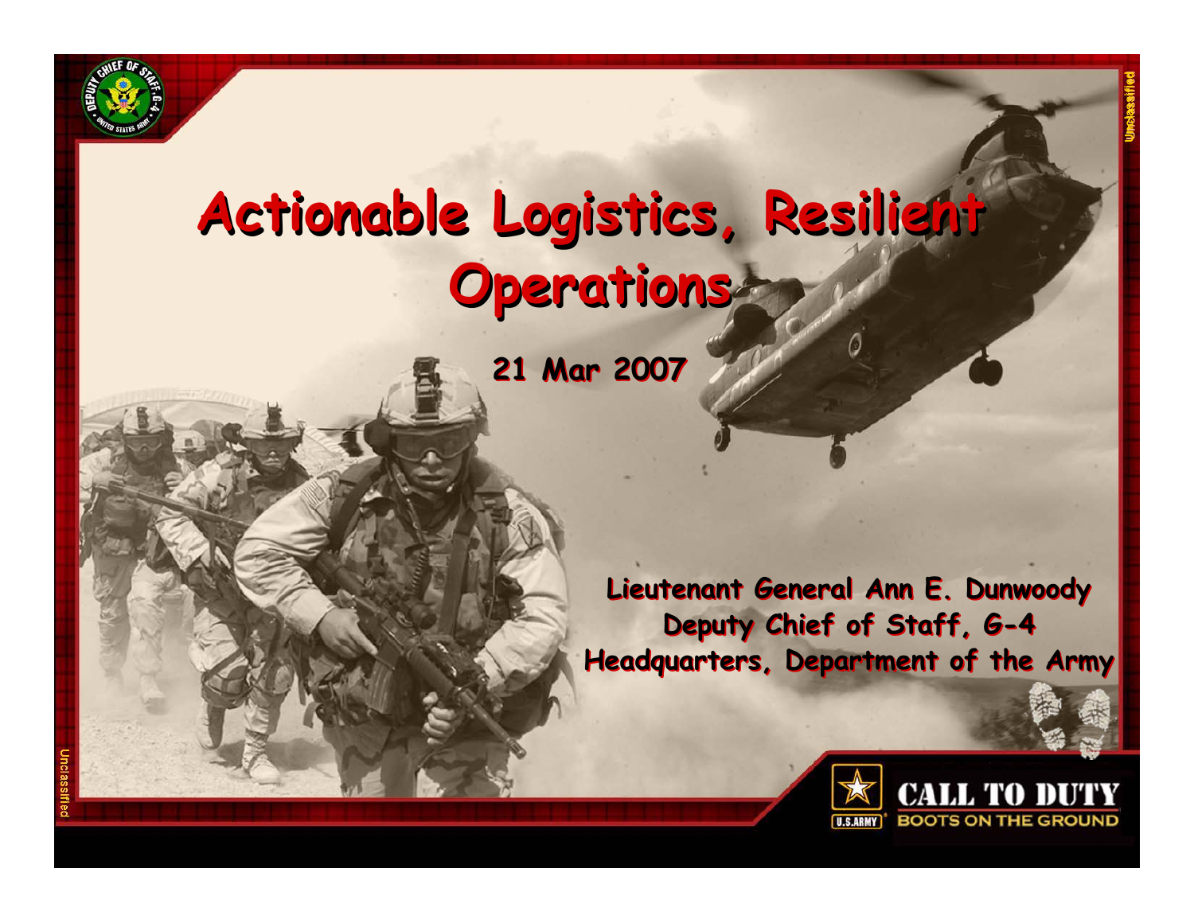# Actionable Logistics, Resilient Operations

**21 Mar 2007**

**Lieutenant General Ann E. Dunwoody**
**Deputy Chief of Staff, G-4**
**Headquarters, Department of the Army**

CALL TO DUTY
BOOTS ON THE GROUND

Unclassified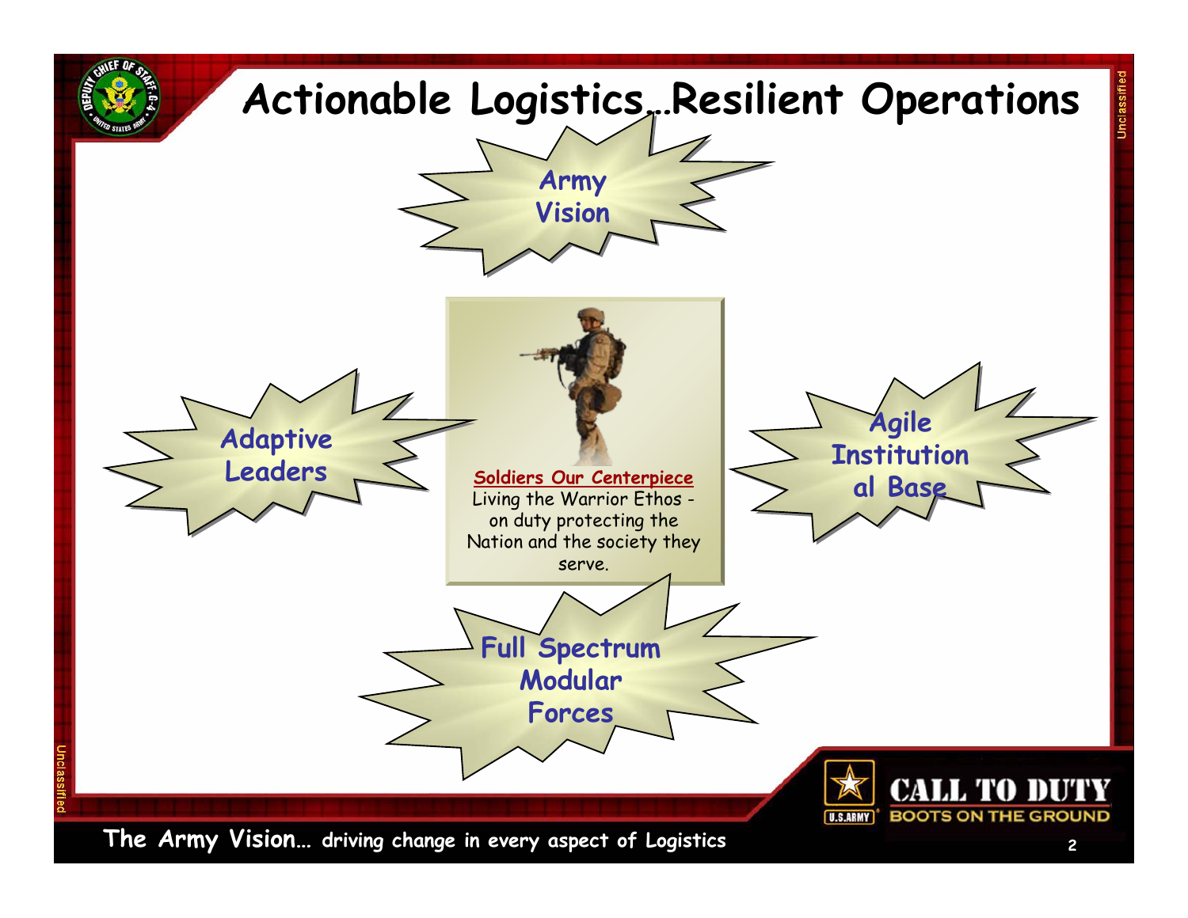# Actionable Logistics…Resilient Operations

Army Vision

Adaptive Leaders

**Soldiers Our Centerpiece**
Living the Warrior Ethos - on duty protecting the Nation and the society they serve.

Agile Institutional Base

Full Spectrum Modular Forces

**The Army Vision… driving change in every aspect of Logistics**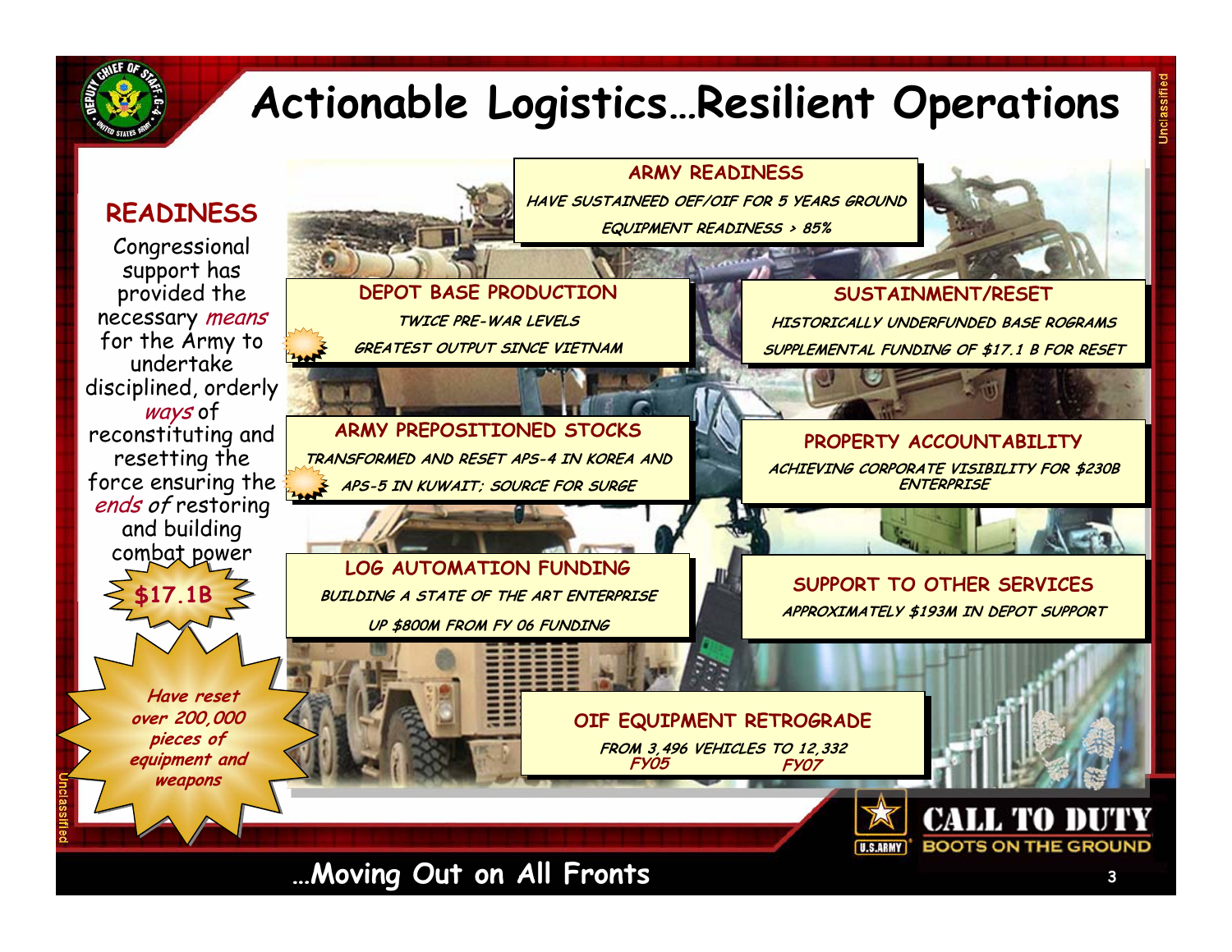# Actionable Logistics…Resilient Operations

## READINESS

Congressional support has provided the necessary *means* for the Army to undertake disciplined, orderly *ways* of reconstituting and resetting the force ensuring the *ends of* restoring and building combat power

**$17.1B**

***Have reset over 200,000 pieces of equipment and weapons***

### ARMY READINESS

*HAVE SUSTAINED OEF/OIF FOR 5 YEARS GROUND EQUIPMENT READINESS > 85%*

### DEPOT BASE PRODUCTION

*TWICE PRE-WAR LEVELS*

*GREATEST OUTPUT SINCE VIETNAM*

### SUSTAINMENT/RESET

*HISTORICALLY UNDERFUNDED BASE ROGRAMS*

*SUPPLEMENTAL FUNDING OF $17.1 B FOR RESET*

### ARMY PREPOSITIONED STOCKS

*TRANSFORMED AND RESET APS-4 IN KOREA AND APS-5 IN KUWAIT; SOURCE FOR SURGE*

### PROPERTY ACCOUNTABILITY

*ACHIEVING CORPORATE VISIBILITY FOR $230B ENTERPRISE*

### LOG AUTOMATION FUNDING

*BUILDING A STATE OF THE ART ENTERPRISE*

*UP $800M FROM FY 06 FUNDING*

### SUPPORT TO OTHER SERVICES

*APPROXIMATELY $193M IN DEPOT SUPPORT*

### OIF EQUIPMENT RETROGRADE

*FROM 3,496 VEHICLES TO 12,332*
*FY05 FY07*

CALL TO DUTY
BOOTS ON THE GROUND

**…Moving Out on All Fronts**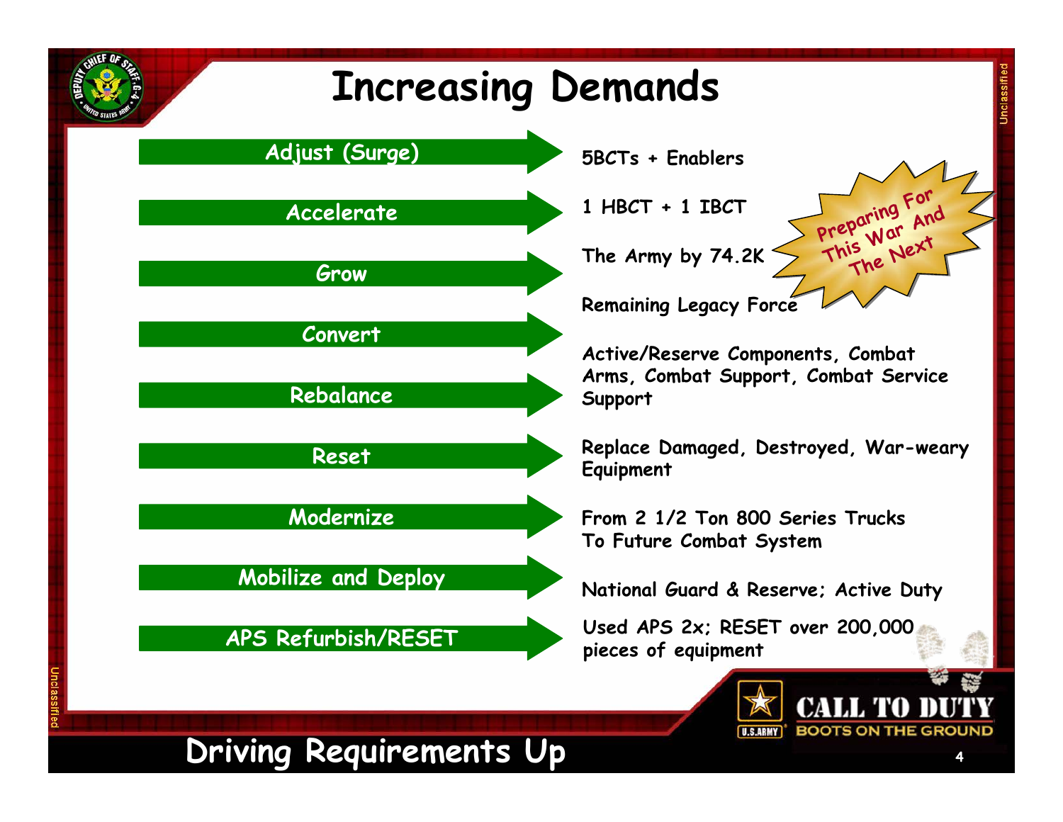# Increasing Demands

| | |
|---|---|
| Adjust (Surge) | 5BCTs + Enablers |
| Accelerate | 1 HBCT + 1 IBCT |
| Grow | The Army by 74.2K |
| Convert | Remaining Legacy Force |
| Rebalance | Active/Reserve Components, Combat Arms, Combat Support, Combat Service Support |
| Reset | Replace Damaged, Destroyed, War-weary Equipment |
| Modernize | From 2 1/2 Ton 800 Series Trucks To Future Combat System |
| Mobilize and Deploy | National Guard & Reserve; Active Duty |
| APS Refurbish/RESET | Used APS 2x; RESET over 200,000 pieces of equipment |

Preparing For This War And The Next

**Driving Requirements Up**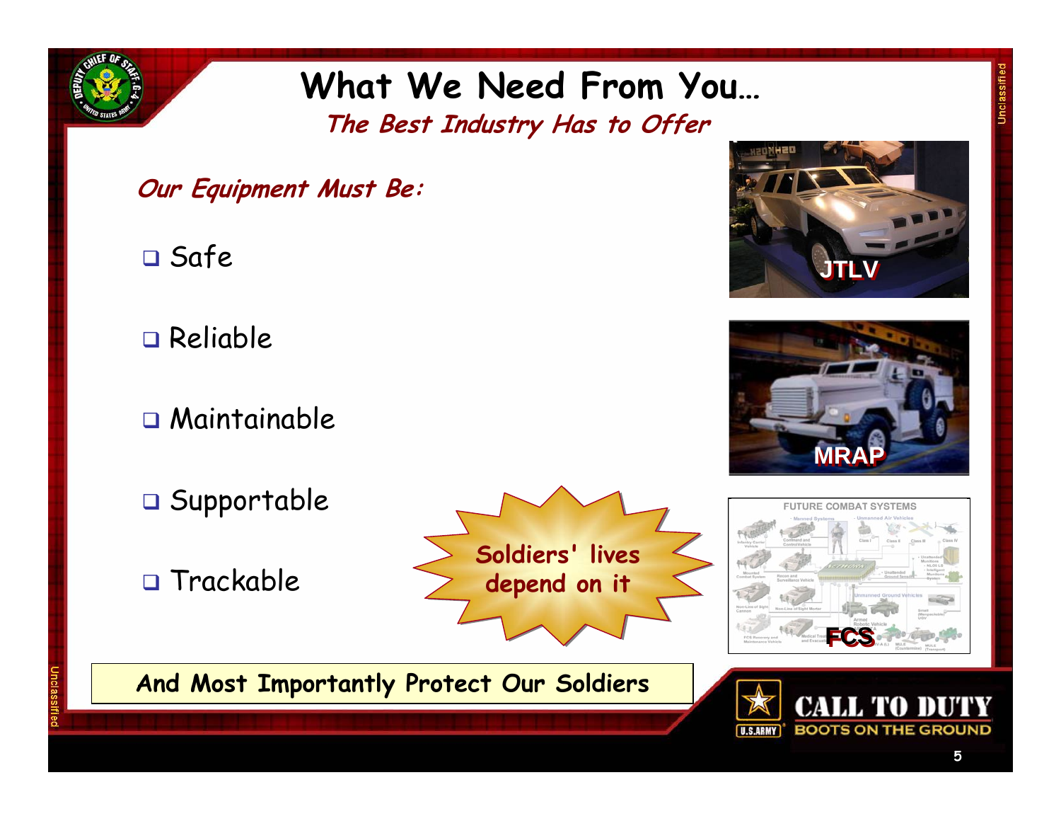# What We Need From You…

## *The Best Industry Has to Offer*

***Our Equipment Must Be:***

- Safe
- Reliable
- Maintainable
- Supportable
- Trackable

JTLV

MRAP

FCS

**Soldiers' lives depend on it**

**And Most Importantly Protect Our Soldiers**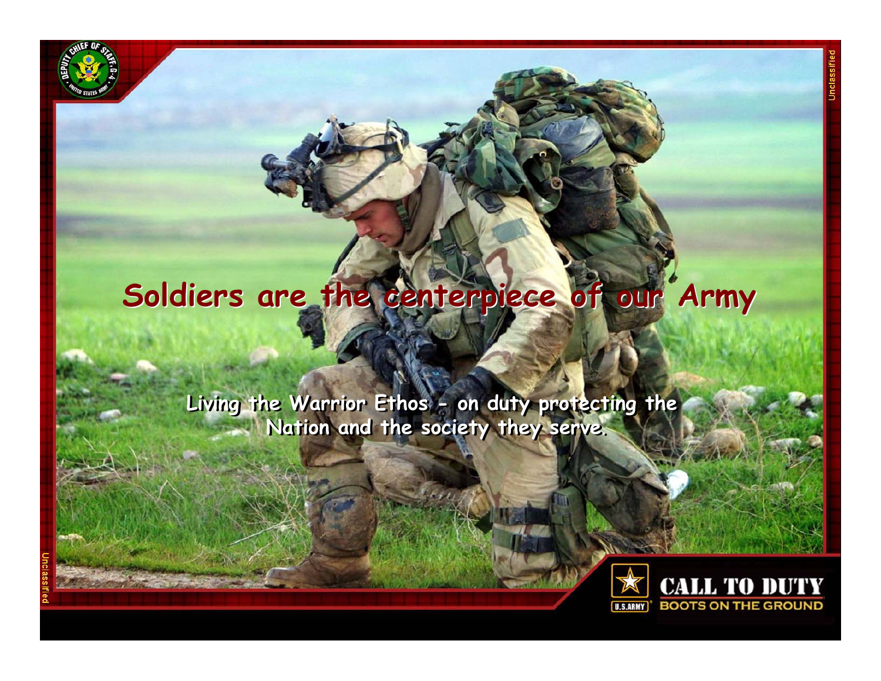# Soldiers are the centerpiece of our Army

Living the Warrior Ethos – on duty protecting the Nation and the society they serve.